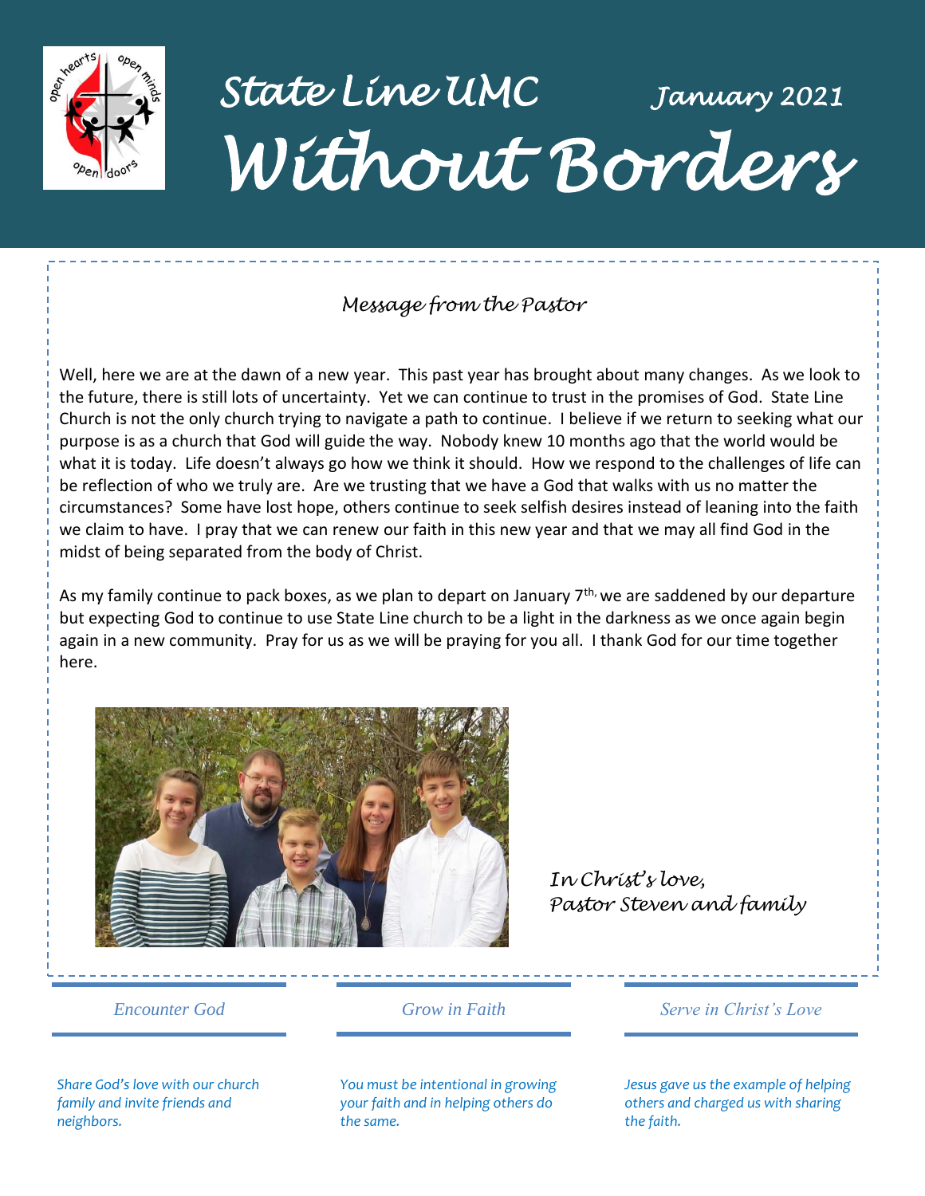# State Line UMC

January 2021

# Without Borders

## *Message from the Pastor*

Well, here we are at the dawn of a new year. This past year has brought about many changes. As we look to the future, there is still lots of uncertainty. Yet we can continue to trust in the promises of God. State Line Church is not the only church trying to navigate a path to continue. I believe if we return to seeking what our purpose is as a church that God will guide the way. Nobody knew 10 months ago that the world would be what it is today. Life doesn't always go how we think it should. How we respond to the challenges of life can be reflection of who we truly are. Are we trusting that we have a God that walks with us no matter the circumstances? Some have lost hope, others continue to seek selfish desires instead of leaning into the faith we claim to have. I pray that we can renew our faith in this new year and that we may all find God in the midst of being separated from the body of Christ.

As my family continue to pack boxes, as we plan to depart on January 7th, we are saddened by our departure but expecting God to continue to use State Line church to be a light in the darkness as we once again begin again in a new community. Pray for us as we will be praying for you all. I thank God for our time together here.

*In Christ's love,*
*Pastor Steven and family*

### *Encounter God*

*Share God's love with our church family and invite friends and neighbors.*

### *Grow in Faith*

*You must be intentional in growing your faith and in helping others do the same.*

### *Serve in Christ's Love*

*Jesus gave us the example of helping others and charged us with sharing the faith.*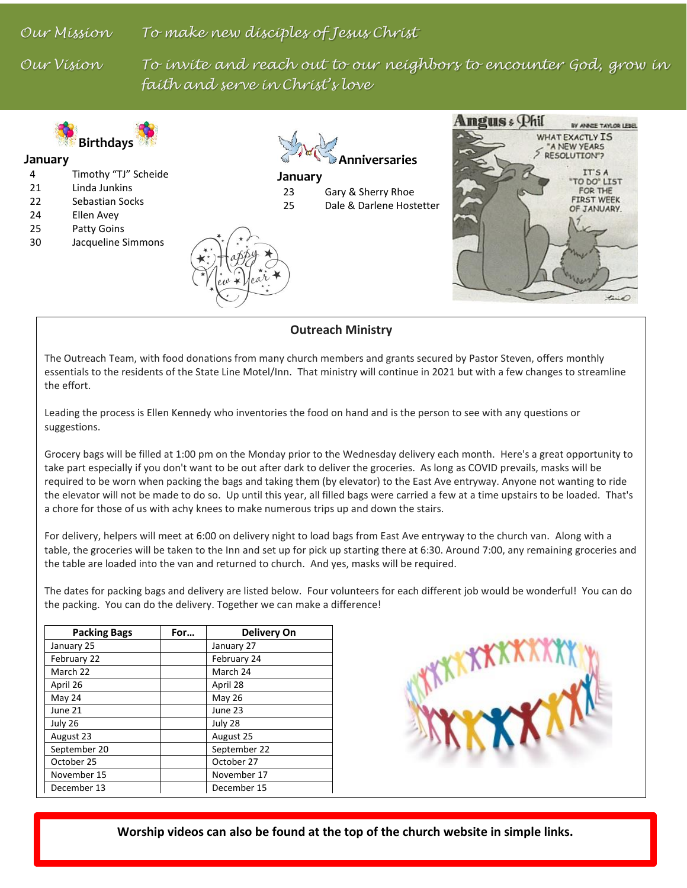*Our Mission* *To make new disciples of Jesus Christ*

*Our Vision* *To invite and reach out to our neighbors to encounter God, grow in faith and serve in Christ's love*

## Birthdays

**January**

- 4 Timothy "TJ" Scheide
- 21 Linda Junkins
- 22 Sebastian Socks
- 24 Ellen Avey
- 25 Patty Goins
- 30 Jacqueline Simmons

## Anniversaries

**January**

- 23 Gary & Sherry Rhoe
- 25 Dale & Darlene Hostetter

## Outreach Ministry

The Outreach Team, with food donations from many church members and grants secured by Pastor Steven, offers monthly essentials to the residents of the State Line Motel/Inn. That ministry will continue in 2021 but with a few changes to streamline the effort.

Leading the process is Ellen Kennedy who inventories the food on hand and is the person to see with any questions or suggestions.

Grocery bags will be filled at 1:00 pm on the Monday prior to the Wednesday delivery each month. Here's a great opportunity to take part especially if you don't want to be out after dark to deliver the groceries. As long as COVID prevails, masks will be required to be worn when packing the bags and taking them (by elevator) to the East Ave entryway. Anyone not wanting to ride the elevator will not be made to do so. Up until this year, all filled bags were carried a few at a time upstairs to be loaded. That's a chore for those of us with achy knees to make numerous trips up and down the stairs.

For delivery, helpers will meet at 6:00 on delivery night to load bags from East Ave entryway to the church van. Along with a table, the groceries will be taken to the Inn and set up for pick up starting there at 6:30. Around 7:00, any remaining groceries and the table are loaded into the van and returned to church. And yes, masks will be required.

The dates for packing bags and delivery are listed below. Four volunteers for each different job would be wonderful! You can do the packing. You can do the delivery. Together we can make a difference!

| Packing Bags | For… | Delivery On |
|---|---|---|
| January 25 | | January 27 |
| February 22 | | February 24 |
| March 22 | | March 24 |
| April 26 | | April 28 |
| May 24 | | May 26 |
| June 21 | | June 23 |
| July 26 | | July 28 |
| August 23 | | August 25 |
| September 20 | | September 22 |
| October 25 | | October 27 |
| November 15 | | November 17 |
| December 13 | | December 15 |

**Worship videos can also be found at the top of the church website in simple links.**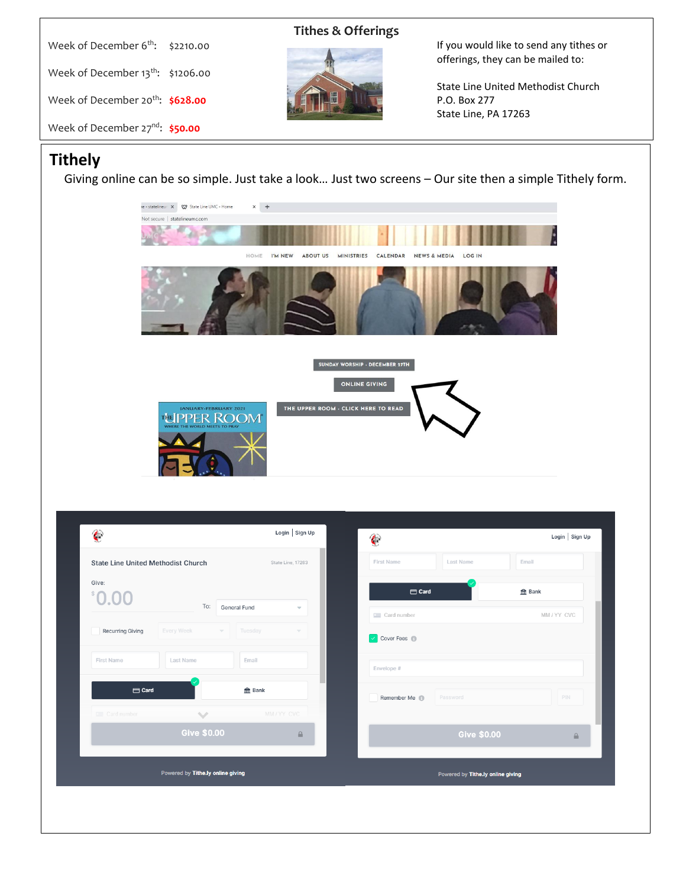## Tithes & Offerings

Week of December 6th: $2210.00

Week of December 13th: $1206.00

Week of December 20th: **$628.00**

Week of December 27nd: **$50.00**

If you would like to send any tithes or offerings, they can be mailed to:

State Line United Methodist Church
P.O. Box 277
State Line, PA 17263

# Tithely

Giving online can be so simple. Just take a look… Just two screens – Our site then a simple Tithely form.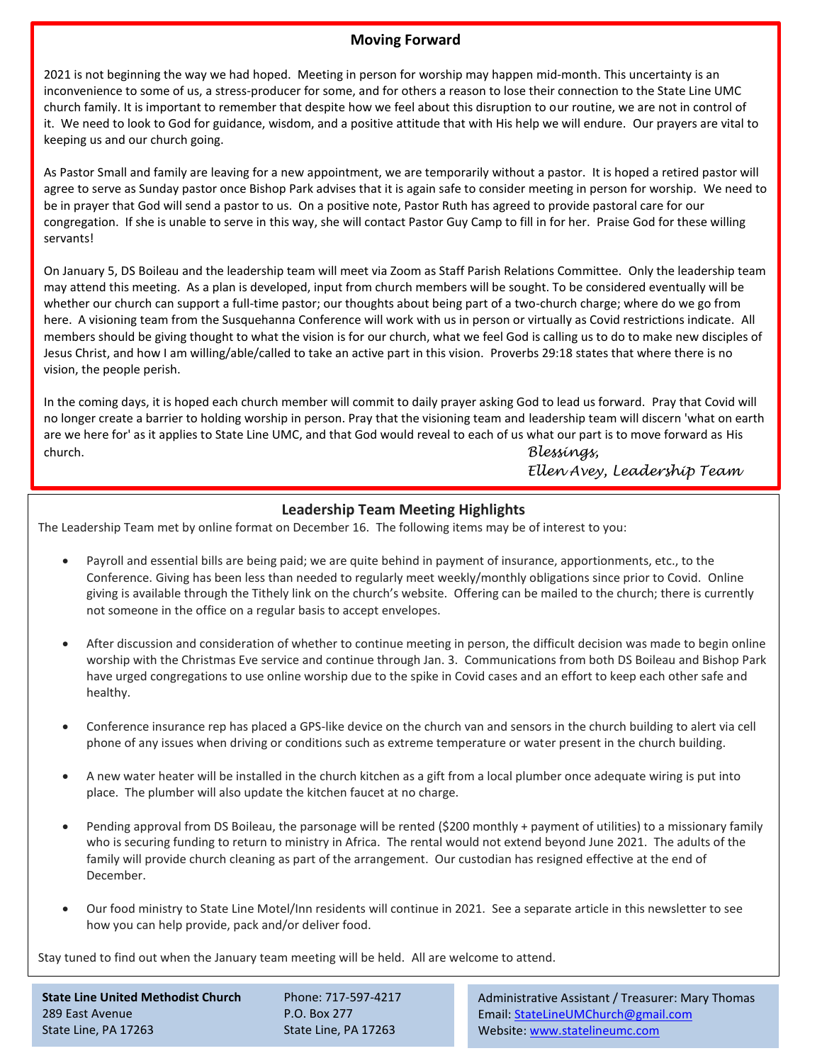## Moving Forward

2021 is not beginning the way we had hoped. Meeting in person for worship may happen mid-month. This uncertainty is an inconvenience to some of us, a stress-producer for some, and for others a reason to lose their connection to the State Line UMC church family. It is important to remember that despite how we feel about this disruption to our routine, we are not in control of it. We need to look to God for guidance, wisdom, and a positive attitude that with His help we will endure. Our prayers are vital to keeping us and our church going.

As Pastor Small and family are leaving for a new appointment, we are temporarily without a pastor. It is hoped a retired pastor will agree to serve as Sunday pastor once Bishop Park advises that it is again safe to consider meeting in person for worship. We need to be in prayer that God will send a pastor to us. On a positive note, Pastor Ruth has agreed to provide pastoral care for our congregation. If she is unable to serve in this way, she will contact Pastor Guy Camp to fill in for her. Praise God for these willing servants!

On January 5, DS Boileau and the leadership team will meet via Zoom as Staff Parish Relations Committee. Only the leadership team may attend this meeting. As a plan is developed, input from church members will be sought. To be considered eventually will be whether our church can support a full-time pastor; our thoughts about being part of a two-church charge; where do we go from here. A visioning team from the Susquehanna Conference will work with us in person or virtually as Covid restrictions indicate. All members should be giving thought to what the vision is for our church, what we feel God is calling us to do to make new disciples of Jesus Christ, and how I am willing/able/called to take an active part in this vision. Proverbs 29:18 states that where there is no vision, the people perish.

In the coming days, it is hoped each church member will commit to daily prayer asking God to lead us forward. Pray that Covid will no longer create a barrier to holding worship in person. Pray that the visioning team and leadership team will discern 'what on earth are we here for' as it applies to State Line UMC, and that God would reveal to each of us what our part is to move forward as His church.

*Blessings,*
*Ellen Avey, Leadership Team*

## Leadership Team Meeting Highlights

The Leadership Team met by online format on December 16. The following items may be of interest to you:

- Payroll and essential bills are being paid; we are quite behind in payment of insurance, apportionments, etc., to the Conference. Giving has been less than needed to regularly meet weekly/monthly obligations since prior to Covid. Online giving is available through the Tithely link on the church's website. Offering can be mailed to the church; there is currently not someone in the office on a regular basis to accept envelopes.
- After discussion and consideration of whether to continue meeting in person, the difficult decision was made to begin online worship with the Christmas Eve service and continue through Jan. 3. Communications from both DS Boileau and Bishop Park have urged congregations to use online worship due to the spike in Covid cases and an effort to keep each other safe and healthy.
- Conference insurance rep has placed a GPS-like device on the church van and sensors in the church building to alert via cell phone of any issues when driving or conditions such as extreme temperature or water present in the church building.
- A new water heater will be installed in the church kitchen as a gift from a local plumber once adequate wiring is put into place. The plumber will also update the kitchen faucet at no charge.
- Pending approval from DS Boileau, the parsonage will be rented ($200 monthly + payment of utilities) to a missionary family who is securing funding to return to ministry in Africa. The rental would not extend beyond June 2021. The adults of the family will provide church cleaning as part of the arrangement. Our custodian has resigned effective at the end of December.
- Our food ministry to State Line Motel/Inn residents will continue in 2021. See a separate article in this newsletter to see how you can help provide, pack and/or deliver food.

Stay tuned to find out when the January team meeting will be held. All are welcome to attend.

**State Line United Methodist Church**
289 East Avenue
State Line, PA 17263

Phone: 717-597-4217
P.O. Box 277
State Line, PA 17263

Administrative Assistant / Treasurer: Mary Thomas
Email: StateLineUMChurch@gmail.com
Website: www.statelineumc.com